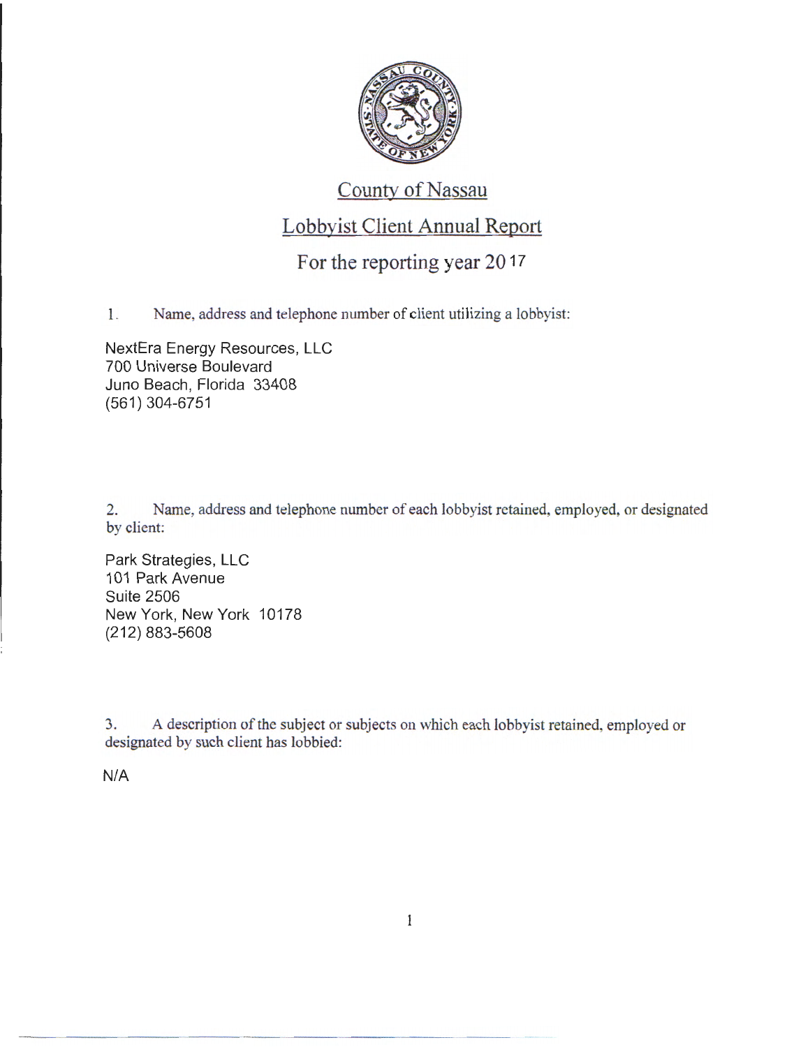# County of Nassau

## Lobbyist Client Annual Report

### For the reporting year 2017

1. Name, address and telephone number of client utilizing a lobbyist:

NextEra Energy Resources, LLC
700 Universe Boulevard
Juno Beach, Florida 33408
(561) 304-6751

2. Name, address and telephone number of each lobbyist retained, employed, or designated by client:

Park Strategies, LLC
101 Park Avenue
Suite 2506
New York, New York 10178
(212) 883-5608

3. A description of the subject or subjects on which each lobbyist retained, employed or designated by such client has lobbied:

N/A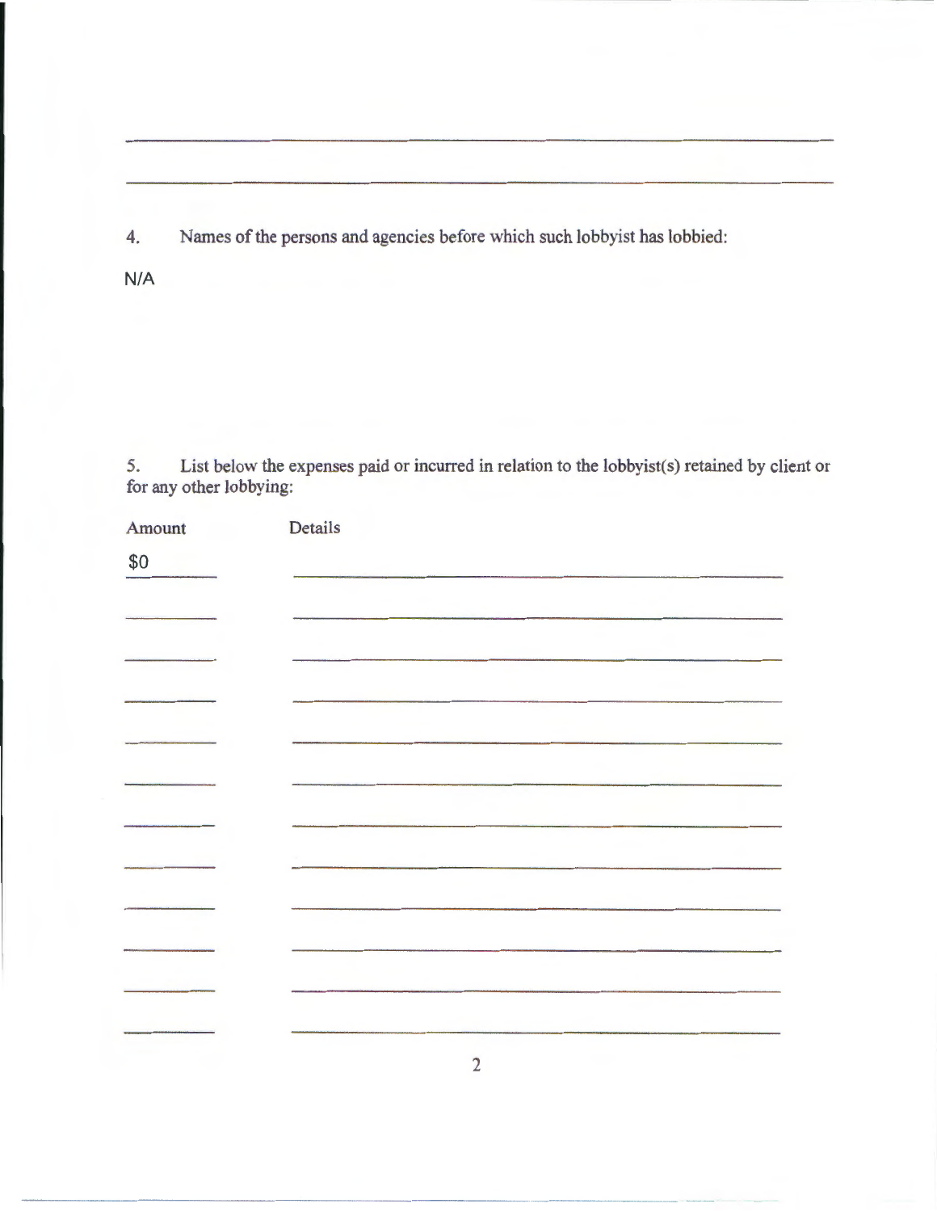4. Names of the persons and agencies before which such lobbyist has lobbied:

N/A

5. List below the expenses paid or incurred in relation to the lobbyist(s) retained by client or for any other lobbying:

| Amount | Details |
| --- | --- |
| $0 | |
| | |
| | |
| | |
| | |
| | |
| | |
| | |
| | |
| | |
| | |
| | |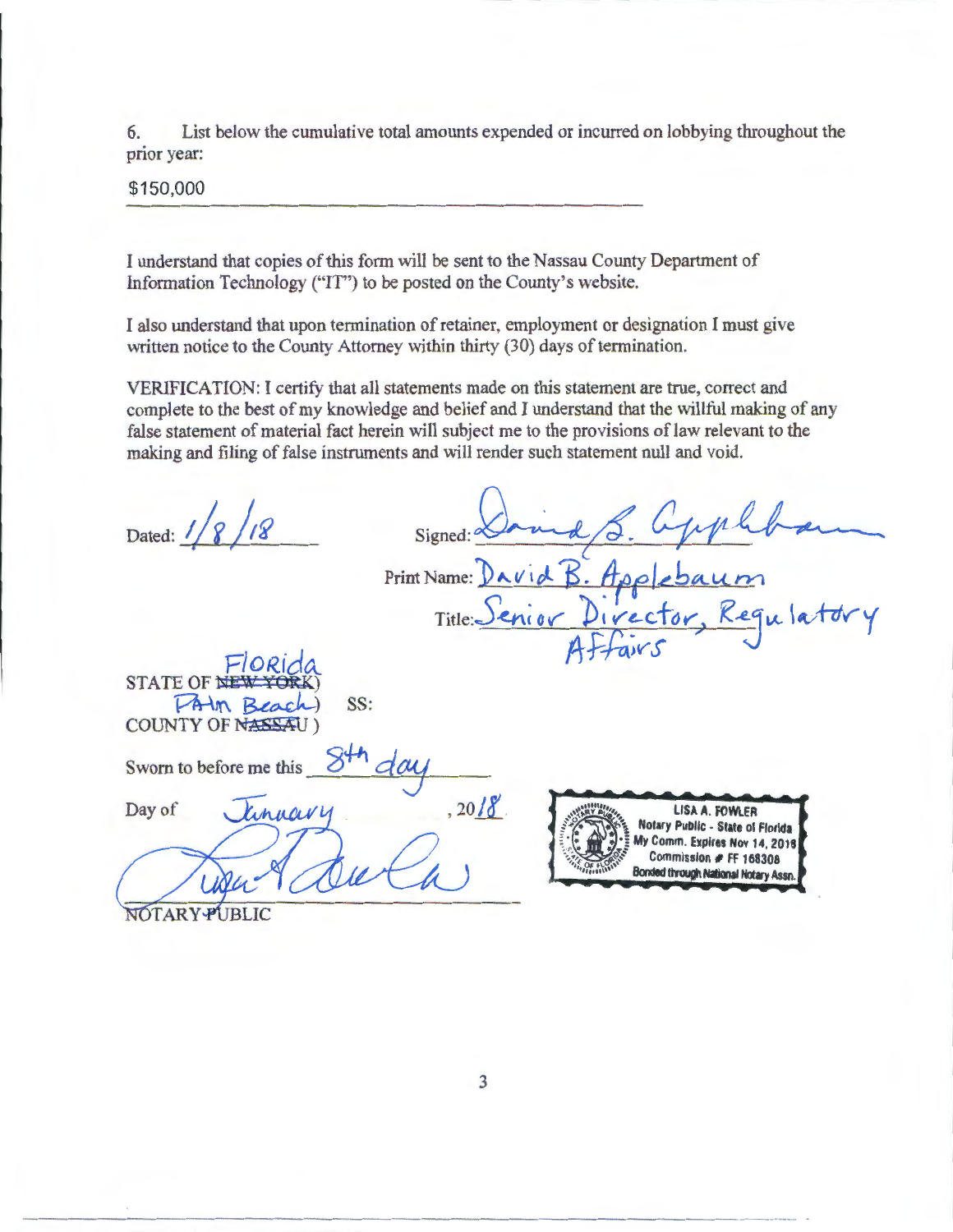6. List below the cumulative total amounts expended or incurred on lobbying throughout the prior year:

$150,000

I understand that copies of this form will be sent to the Nassau County Department of Information Technology ("IT") to be posted on the County's website.

I also understand that upon termination of retainer, employment or designation I must give written notice to the County Attorney within thirty (30) days of termination.

VERIFICATION: I certify that all statements made on this statement are true, correct and complete to the best of my knowledge and belief and I understand that the willful making of any false statement of material fact herein will subject me to the provisions of law relevant to the making and filing of false instruments and will render such statement null and void.

Dated: 1/8/18

Signed: David B. Applebaum

Print Name: David B. Applebaum

Title: Senior Director, Regulatory Affairs

STATE OF ~~NEW YORK~~ Florida )
SS:
COUNTY OF ~~NASSAU~~ Palm Beach )

Sworn to before me this 8th day

Day of January, 2018

NOTARY PUBLIC

LISA A. FOWLER
Notary Public - State of Florida
My Comm. Expires Nov 14, 2018
Commission # FF 168308
Bonded through National Notary Assn.